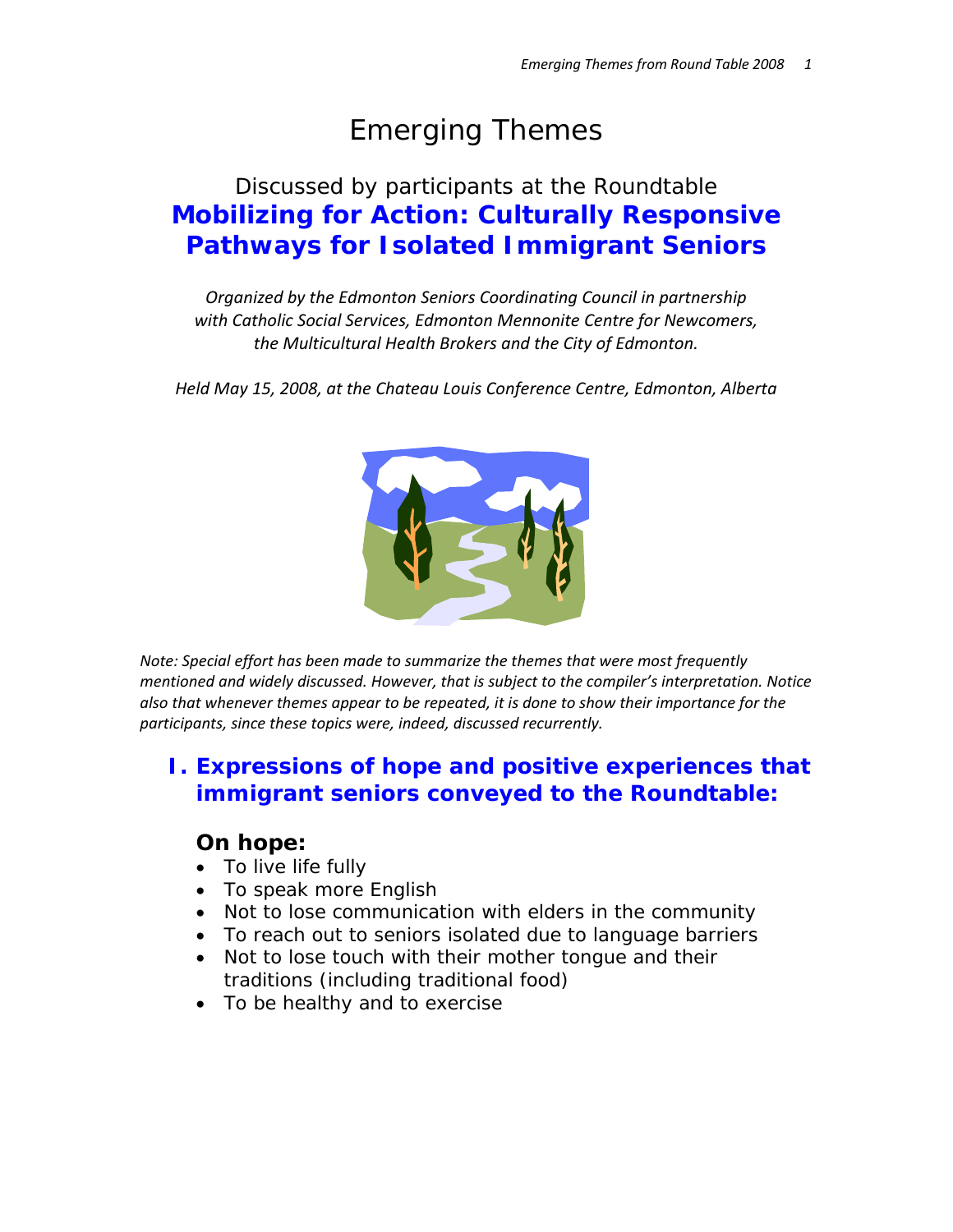# Emerging Themes

## Discussed by participants at the Roundtable
## **Mobilizing for Action: Culturally Responsive Pathways for Isolated Immigrant Seniors**

*Organized by the Edmonton Seniors Coordinating Council in partnership with Catholic Social Services, Edmonton Mennonite Centre for Newcomers, the Multicultural Health Brokers and the City of Edmonton.*

*Held May 15, 2008, at the Chateau Louis Conference Centre, Edmonton, Alberta*

*Note: Special effort has been made to summarize the themes that were most frequently mentioned and widely discussed. However, that is subject to the compiler's interpretation. Notice also that whenever themes appear to be repeated, it is done to show their importance for the participants, since these topics were, indeed, discussed recurrently.*

## I. Expressions of hope and positive experiences that immigrant seniors conveyed to the Roundtable:

### On hope:

- To live life fully
- To speak more English
- Not to lose communication with elders in the community
- To reach out to seniors isolated due to language barriers
- Not to lose touch with their mother tongue and their traditions (including traditional food)
- To be healthy and to exercise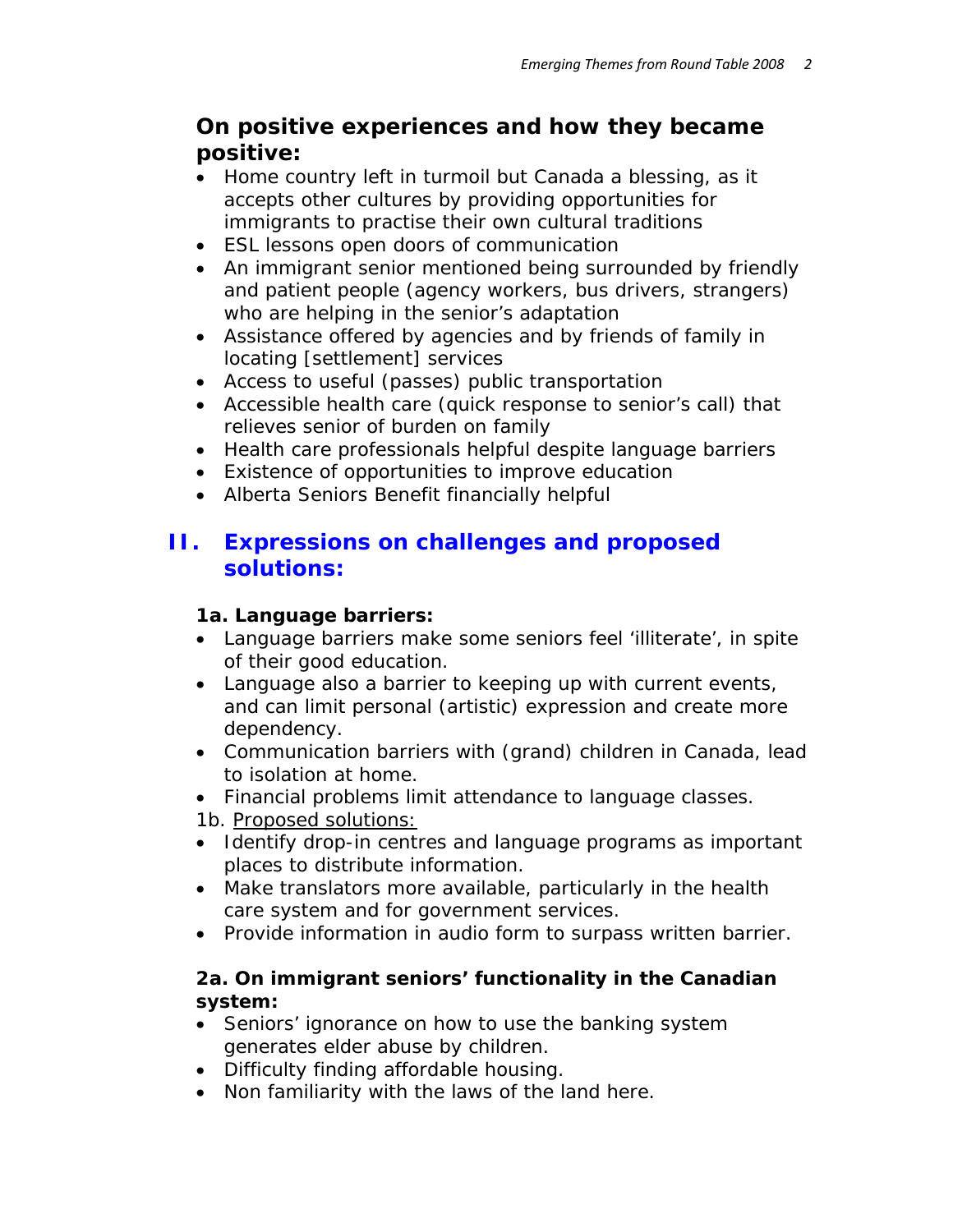### On positive experiences and how they became positive:

- Home country left in turmoil but Canada a blessing, as it accepts other cultures by providing opportunities for immigrants to practise their own cultural traditions
- ESL lessons open doors of communication
- An immigrant senior mentioned being surrounded by friendly and patient people (agency workers, bus drivers, strangers) who are helping in the senior's adaptation
- Assistance offered by agencies and by friends of family in locating [settlement] services
- Access to useful (passes) public transportation
- Accessible health care (quick response to senior's call) that relieves senior of burden on family
- Health care professionals helpful despite language barriers
- Existence of opportunities to improve education
- Alberta Seniors Benefit financially helpful

## II. Expressions on challenges and proposed solutions:

**1a. Language barriers:**

- Language barriers make some seniors feel 'illiterate', in spite of their good education.
- Language also a barrier to keeping up with current events, and can limit personal (artistic) expression and create more dependency.
- Communication barriers with (grand) children in Canada, lead to isolation at home.
- Financial problems limit attendance to language classes.

1b. <u>Proposed solutions:</u>

- Identify drop-in centres and language programs as important places to distribute information.
- Make translators more available, particularly in the health care system and for government services.
- Provide information in audio form to surpass written barrier.

**2a. On immigrant seniors' functionality in the Canadian system:**

- Seniors' ignorance on how to use the banking system generates elder abuse by children.
- Difficulty finding affordable housing.
- Non familiarity with the laws of the land here.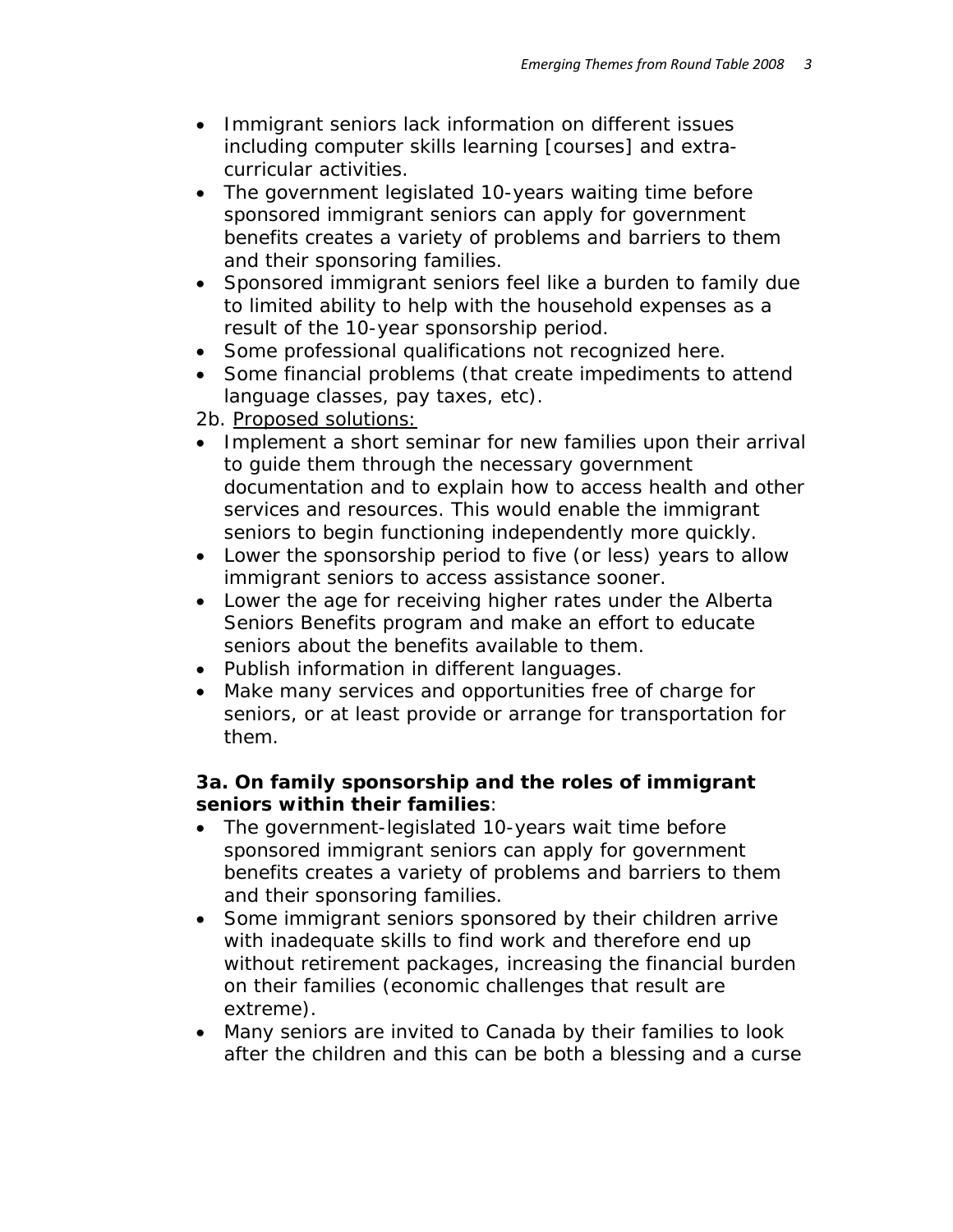- Immigrant seniors lack information on different issues including computer skills learning [courses] and extra-curricular activities.
- The government legislated 10-years waiting time before sponsored immigrant seniors can apply for government benefits creates a variety of problems and barriers to them and their sponsoring families.
- Sponsored immigrant seniors feel like a burden to family due to limited ability to help with the household expenses as a result of the 10-year sponsorship period.
- Some professional qualifications not recognized here.
- Some financial problems (that create impediments to attend language classes, pay taxes, etc).

2b. Proposed solutions:

- Implement a short seminar for new families upon their arrival to guide them through the necessary government documentation and to explain how to access health and other services and resources. This would enable the immigrant seniors to begin functioning independently more quickly.
- Lower the sponsorship period to five (or less) years to allow immigrant seniors to access assistance sooner.
- Lower the age for receiving higher rates under the Alberta Seniors Benefits program and make an effort to educate seniors about the benefits available to them.
- Publish information in different languages.
- Make many services and opportunities free of charge for seniors, or at least provide or arrange for transportation for them.

**3a. On family sponsorship and the roles of immigrant seniors within their families**:

- The government-legislated 10-years wait time before sponsored immigrant seniors can apply for government benefits creates a variety of problems and barriers to them and their sponsoring families.
- Some immigrant seniors sponsored by their children arrive with inadequate skills to find work and therefore end up without retirement packages, increasing the financial burden on their families (economic challenges that result are extreme).
- Many seniors are invited to Canada by their families to look after the children and this can be both a blessing and a curse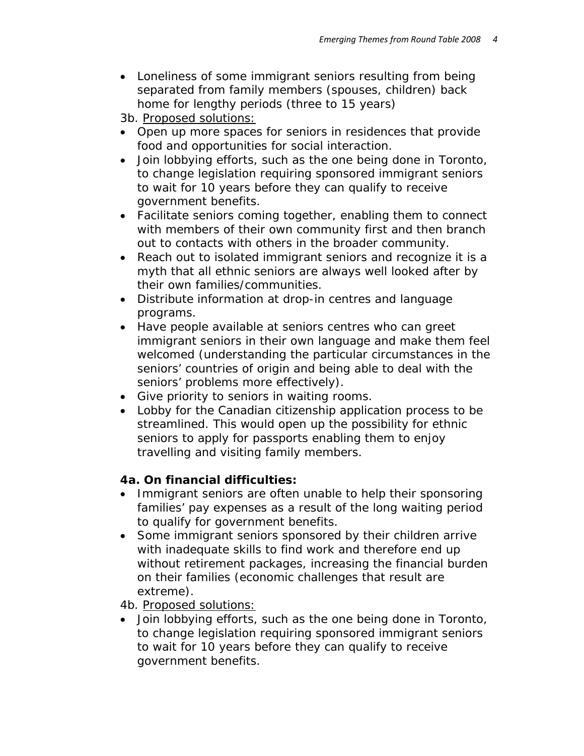- Loneliness of some immigrant seniors resulting from being separated from family members (spouses, children) back home for lengthy periods (three to 15 years)

3b. Proposed solutions:

- Open up more spaces for seniors in residences that provide food and opportunities for social interaction.
- Join lobbying efforts, such as the one being done in Toronto, to change legislation requiring sponsored immigrant seniors to wait for 10 years before they can qualify to receive government benefits.
- Facilitate seniors coming together, enabling them to connect with members of their own community first and then branch out to contacts with others in the broader community.
- Reach out to isolated immigrant seniors and recognize it is a myth that all ethnic seniors are always well looked after by their own families/communities.
- Distribute information at drop-in centres and language programs.
- Have people available at seniors centres who can greet immigrant seniors in their own language and make them feel welcomed (understanding the particular circumstances in the seniors' countries of origin and being able to deal with the seniors' problems more effectively).
- Give priority to seniors in waiting rooms.
- Lobby for the Canadian citizenship application process to be streamlined. This would open up the possibility for ethnic seniors to apply for passports enabling them to enjoy travelling and visiting family members.

**4a. On financial difficulties:**

- Immigrant seniors are often unable to help their sponsoring families' pay expenses as a result of the long waiting period to qualify for government benefits.
- Some immigrant seniors sponsored by their children arrive with inadequate skills to find work and therefore end up without retirement packages, increasing the financial burden on their families (economic challenges that result are extreme).

4b. Proposed solutions:

- Join lobbying efforts, such as the one being done in Toronto, to change legislation requiring sponsored immigrant seniors to wait for 10 years before they can qualify to receive government benefits.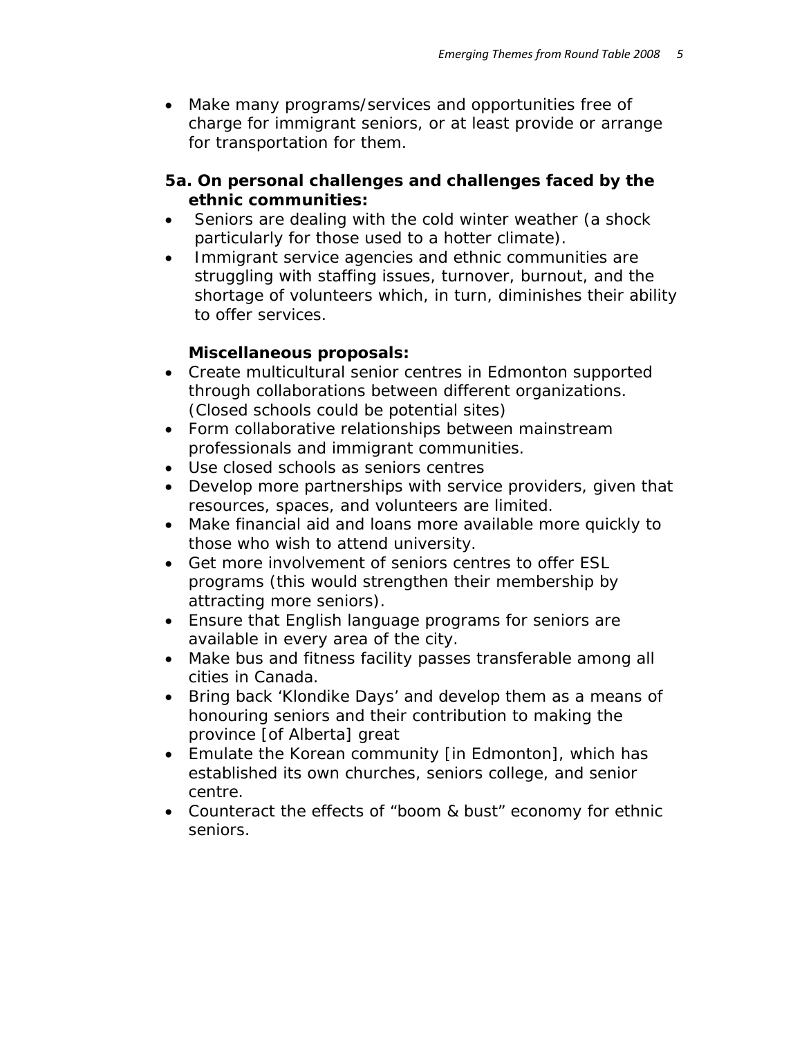- Make many programs/services and opportunities free of charge for immigrant seniors, or at least provide or arrange for transportation for them.

**5a. On personal challenges and challenges faced by the ethnic communities:**

- Seniors are dealing with the cold winter weather (a shock particularly for those used to a hotter climate).
- Immigrant service agencies and ethnic communities are struggling with staffing issues, turnover, burnout, and the shortage of volunteers which, in turn, diminishes their ability to offer services.

**Miscellaneous proposals:**

- Create multicultural senior centres in Edmonton supported through collaborations between different organizations. (Closed schools could be potential sites)
- Form collaborative relationships between mainstream professionals and immigrant communities.
- Use closed schools as seniors centres
- Develop more partnerships with service providers, given that resources, spaces, and volunteers are limited.
- Make financial aid and loans more available more quickly to those who wish to attend university.
- Get more involvement of seniors centres to offer ESL programs (this would strengthen their membership by attracting more seniors).
- Ensure that English language programs for seniors are available in every area of the city.
- Make bus and fitness facility passes transferable among all cities in Canada.
- Bring back 'Klondike Days' and develop them as a means of honouring seniors and their contribution to making the province [of Alberta] great
- Emulate the Korean community [in Edmonton], which has established its own churches, seniors college, and senior centre.
- Counteract the effects of "boom & bust" economy for ethnic seniors.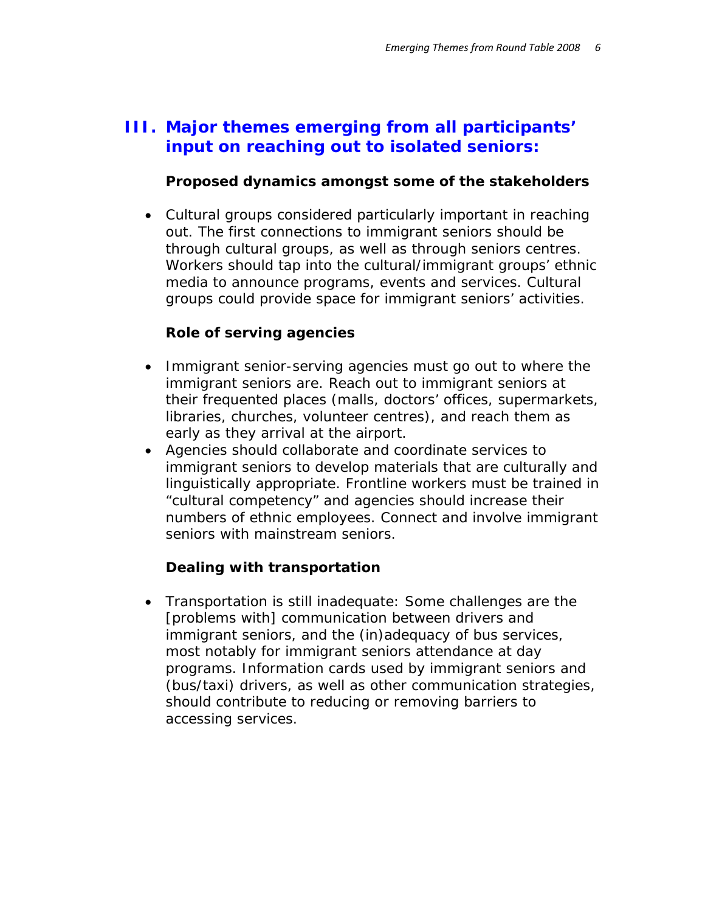## III. Major themes emerging from all participants' input on reaching out to isolated seniors:

**Proposed dynamics amongst some of the stakeholders**

- Cultural groups considered particularly important in reaching out. The first connections to immigrant seniors should be through cultural groups, as well as through seniors centres. Workers should tap into the cultural/immigrant groups' ethnic media to announce programs, events and services. Cultural groups could provide space for immigrant seniors' activities.

**Role of serving agencies**

- Immigrant senior-serving agencies must go out to where the immigrant seniors are. Reach out to immigrant seniors at their frequented places (malls, doctors' offices, supermarkets, libraries, churches, volunteer centres), and reach them as early as they arrival at the airport.
- Agencies should collaborate and coordinate services to immigrant seniors to develop materials that are culturally and linguistically appropriate. Frontline workers must be trained in "cultural competency" and agencies should increase their numbers of ethnic employees. Connect and involve immigrant seniors with mainstream seniors.

**Dealing with transportation**

- Transportation is still inadequate: Some challenges are the [problems with] communication between drivers and immigrant seniors, and the (in)adequacy of bus services, most notably for immigrant seniors attendance at day programs. Information cards used by immigrant seniors and (bus/taxi) drivers, as well as other communication strategies, should contribute to reducing or removing barriers to accessing services.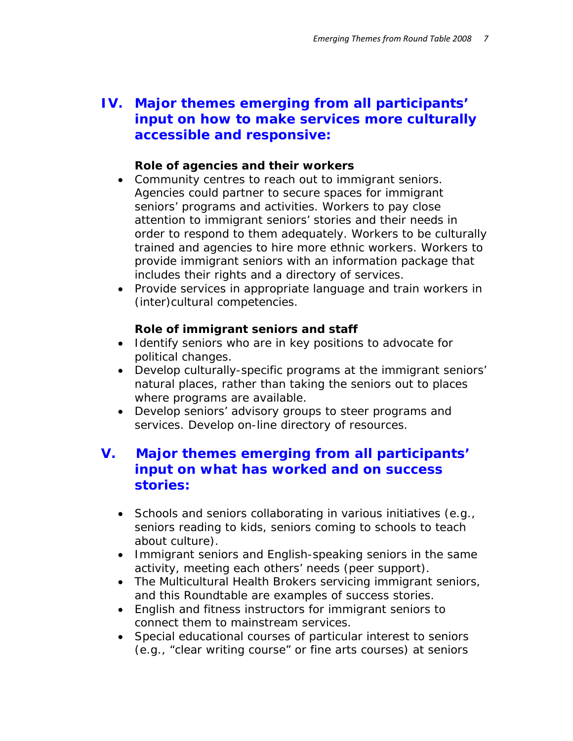## IV. Major themes emerging from all participants' input on how to make services more culturally accessible and responsive:

**Role of agencies and their workers**

- Community centres to reach out to immigrant seniors. Agencies could partner to secure spaces for immigrant seniors' programs and activities. Workers to pay close attention to immigrant seniors' stories and their needs in order to respond to them adequately. Workers to be culturally trained and agencies to hire more ethnic workers. Workers to provide immigrant seniors with an information package that includes their rights and a directory of services.
- Provide services in appropriate language and train workers in (inter)cultural competencies.

**Role of immigrant seniors and staff**

- Identify seniors who are in key positions to advocate for political changes.
- Develop culturally-specific programs at the immigrant seniors' natural places, rather than taking the seniors out to places where programs are available.
- Develop seniors' advisory groups to steer programs and services. Develop on-line directory of resources.

## V. Major themes emerging from all participants' input on what has worked and on success stories:

- Schools and seniors collaborating in various initiatives (e.g., seniors reading to kids, seniors coming to schools to teach about culture).
- Immigrant seniors and English-speaking seniors in the same activity, meeting each others' needs (peer support).
- The Multicultural Health Brokers servicing immigrant seniors, and this Roundtable are examples of success stories.
- English and fitness instructors for immigrant seniors to connect them to mainstream services.
- Special educational courses of particular interest to seniors (e.g., "clear writing course" or fine arts courses) at seniors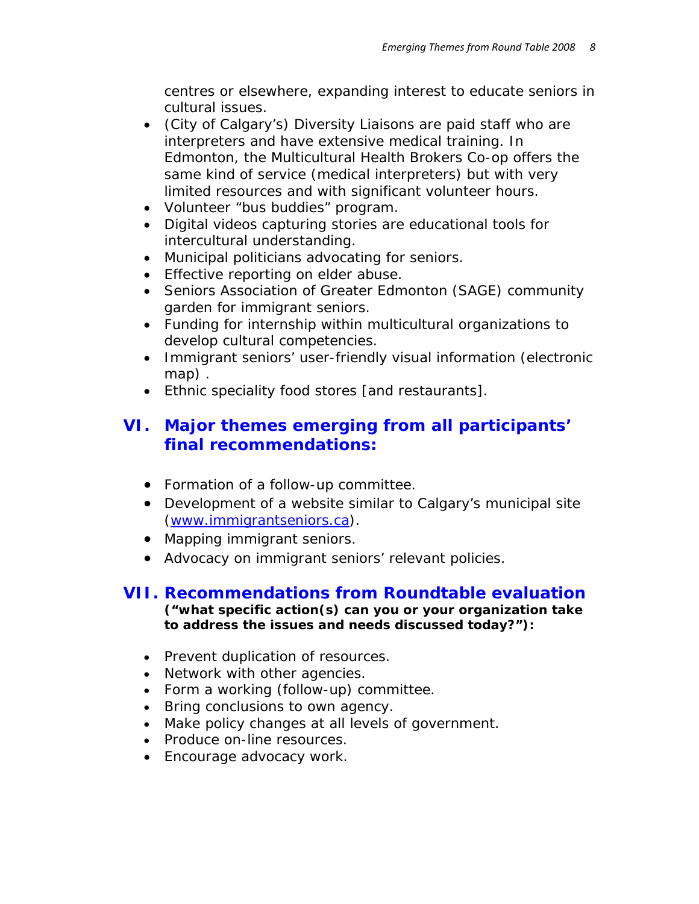centres or elsewhere, expanding interest to educate seniors in cultural issues.

- (City of Calgary's) Diversity Liaisons are paid staff who are interpreters and have extensive medical training. In Edmonton, the Multicultural Health Brokers Co-op offers the same kind of service (medical interpreters) but with very limited resources and with significant volunteer hours.
- Volunteer "bus buddies" program.
- Digital videos capturing stories are educational tools for intercultural understanding.
- Municipal politicians advocating for seniors.
- Effective reporting on elder abuse.
- Seniors Association of Greater Edmonton (SAGE) community garden for immigrant seniors.
- Funding for internship within multicultural organizations to develop cultural competencies.
- Immigrant seniors' user-friendly visual information (electronic map) .
- Ethnic speciality food stores [and restaurants].

## VI. Major themes emerging from all participants' final recommendations:

- Formation of a follow-up committee.
- Development of a website similar to Calgary's municipal site (www.immigrantseniors.ca).
- Mapping immigrant seniors.
- Advocacy on immigrant seniors' relevant policies.

## VII. Recommendations from Roundtable evaluation

**("what specific action(s) can you or your organization take to address the issues and needs discussed today?"):**

- Prevent duplication of resources.
- Network with other agencies.
- Form a working (follow-up) committee.
- Bring conclusions to own agency.
- Make policy changes at all levels of government.
- Produce on-line resources.
- Encourage advocacy work.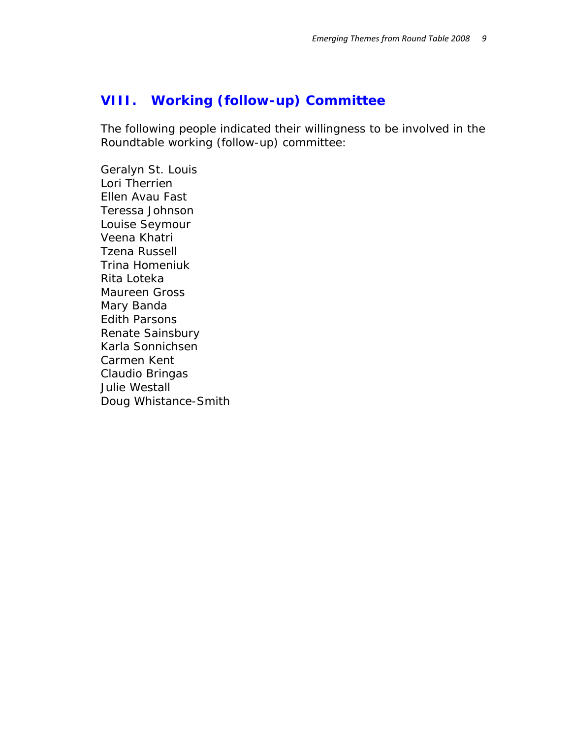## VIII. Working (follow-up) Committee

The following people indicated their willingness to be involved in the Roundtable working (follow-up) committee:

Geralyn St. Louis
Lori Therrien
Ellen Avau Fast
Teressa Johnson
Louise Seymour
Veena Khatri
Tzena Russell
Trina Homeniuk
Rita Loteka
Maureen Gross
Mary Banda
Edith Parsons
Renate Sainsbury
Karla Sonnichsen
Carmen Kent
Claudio Bringas
Julie Westall
Doug Whistance-Smith